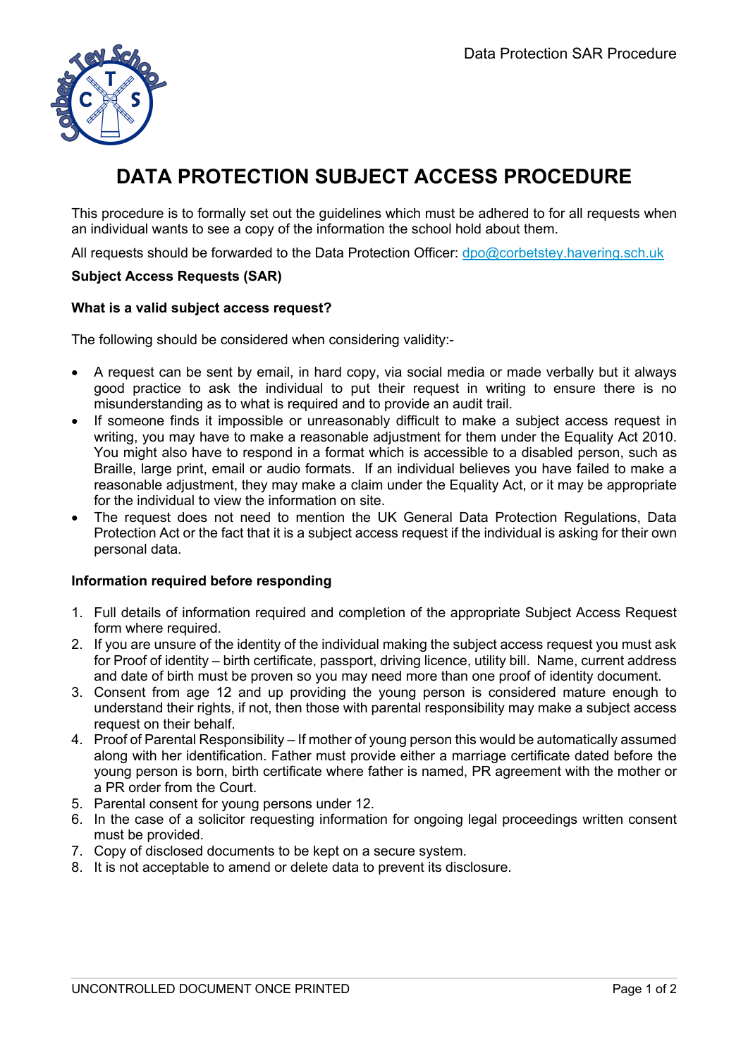# DATA PROTECTION SUBJECT ACCESS PROCEDURE

This procedure is to formally set out the guidelines which must be adhered to for all requests when an individual wants to see a copy of the information the school hold about them.

All requests should be forwarded to the Data Protection Officer: dpo@corbetstey.havering.sch.uk

**Subject Access Requests (SAR)**

**What is a valid subject access request?**

The following should be considered when considering validity:-

- A request can be sent by email, in hard copy, via social media or made verbally but it always good practice to ask the individual to put their request in writing to ensure there is no misunderstanding as to what is required and to provide an audit trail.
- If someone finds it impossible or unreasonably difficult to make a subject access request in writing, you may have to make a reasonable adjustment for them under the Equality Act 2010. You might also have to respond in a format which is accessible to a disabled person, such as Braille, large print, email or audio formats. If an individual believes you have failed to make a reasonable adjustment, they may make a claim under the Equality Act, or it may be appropriate for the individual to view the information on site.
- The request does not need to mention the UK General Data Protection Regulations, Data Protection Act or the fact that it is a subject access request if the individual is asking for their own personal data.

**Information required before responding**

1. Full details of information required and completion of the appropriate Subject Access Request form where required.
2. If you are unsure of the identity of the individual making the subject access request you must ask for Proof of identity – birth certificate, passport, driving licence, utility bill. Name, current address and date of birth must be proven so you may need more than one proof of identity document.
3. Consent from age 12 and up providing the young person is considered mature enough to understand their rights, if not, then those with parental responsibility may make a subject access request on their behalf.
4. Proof of Parental Responsibility – If mother of young person this would be automatically assumed along with her identification. Father must provide either a marriage certificate dated before the young person is born, birth certificate where father is named, PR agreement with the mother or a PR order from the Court.
5. Parental consent for young persons under 12.
6. In the case of a solicitor requesting information for ongoing legal proceedings written consent must be provided.
7. Copy of disclosed documents to be kept on a secure system.
8. It is not acceptable to amend or delete data to prevent its disclosure.

UNCONTROLLED DOCUMENT ONCE PRINTED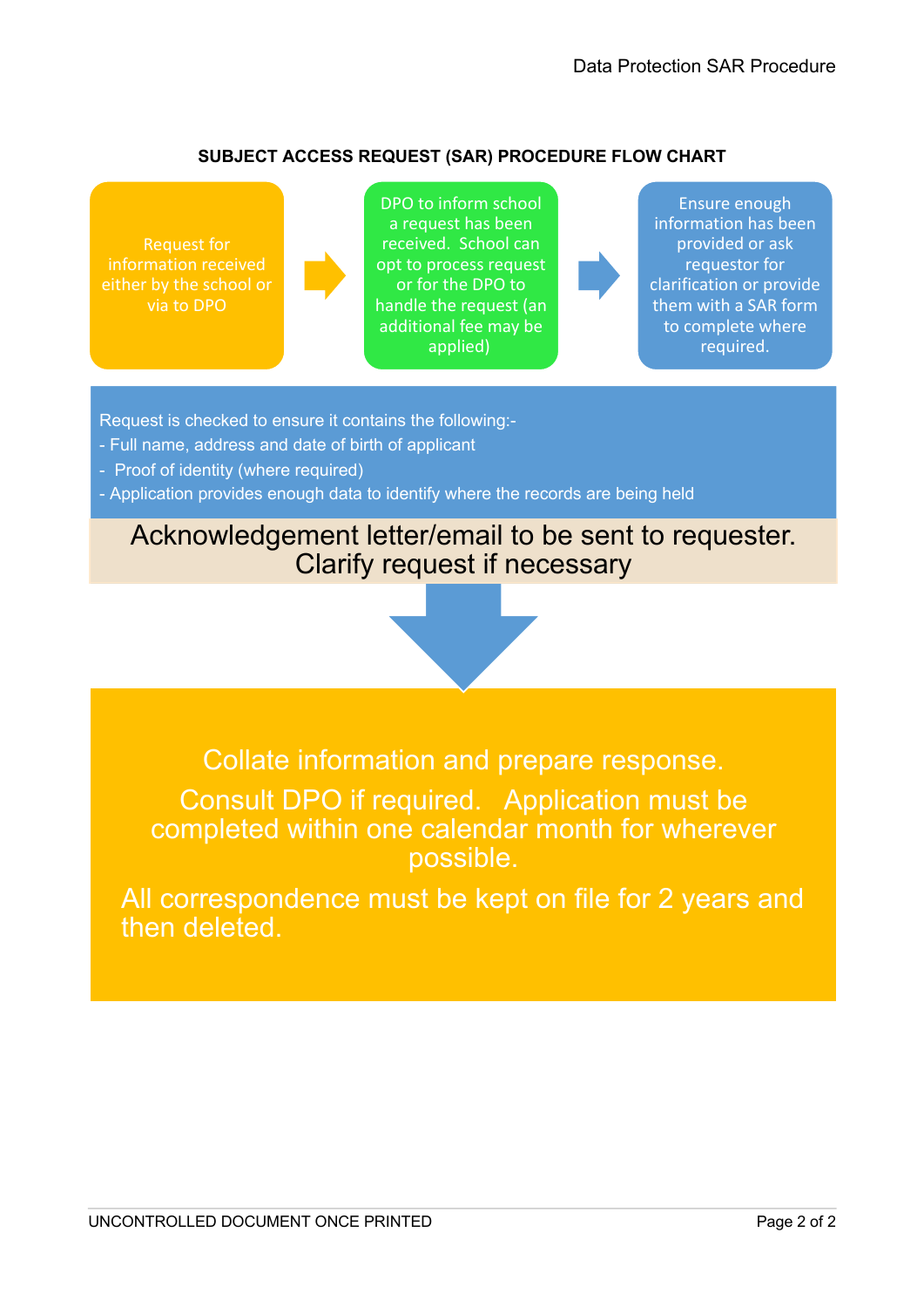**SUBJECT ACCESS REQUEST (SAR) PROCEDURE FLOW CHART**

Request for information received either by the school or via to DPO

DPO to inform school a request has been received. School can opt to process request or for the DPO to handle the request (an additional fee may be applied)

Ensure enough information has been provided or ask requestor for clarification or provide them with a SAR form to complete where required.

Request is checked to ensure it contains the following:-

- Full name, address and date of birth of applicant
- Proof of identity (where required)
- Application provides enough data to identify where the records are being held

Acknowledgement letter/email to be sent to requester. Clarify request if necessary

Collate information and prepare response.

Consult DPO if required. Application must be completed within one calendar month for wherever possible.

All correspondence must be kept on file for 2 years and then deleted.

UNCONTROLLED DOCUMENT ONCE PRINTED